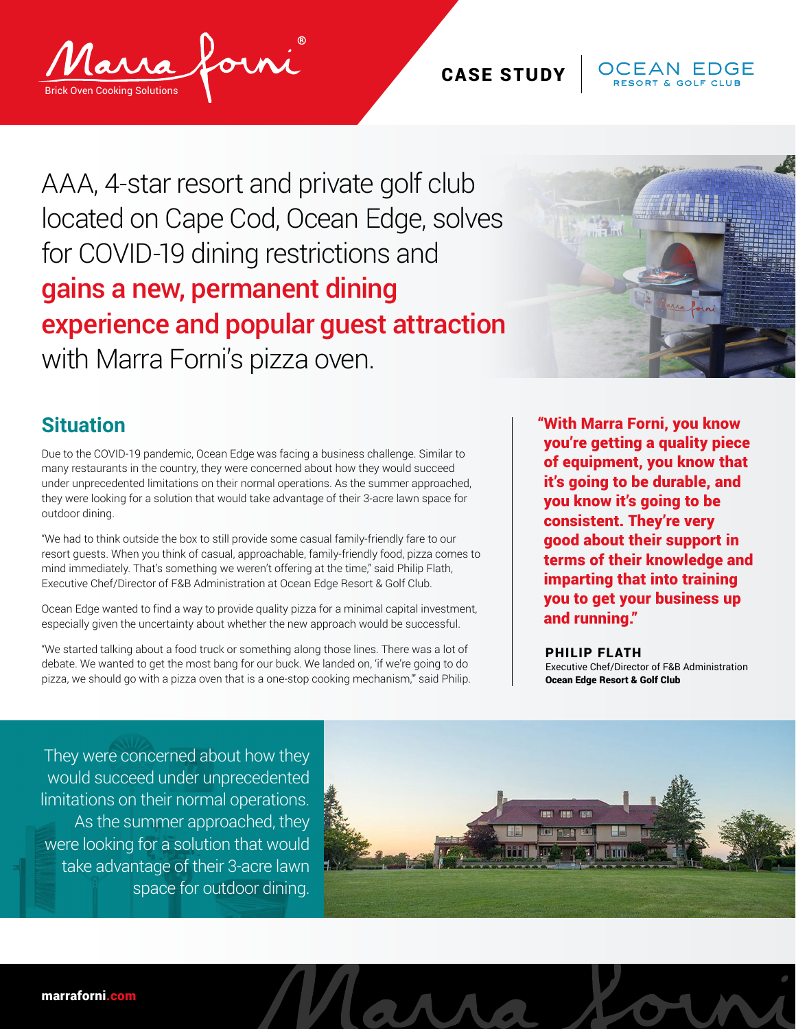Marra Forni®
Brick Oven Cooking Solutions

**CASE STUDY** | OCEAN EDGE RESORT & GOLF CLUB

# AAA, 4-star resort and private golf club located on Cape Cod, Ocean Edge, solves for COVID-19 dining restrictions and **gains a new, permanent dining experience and popular guest attraction** with Marra Forni's pizza oven.

## Situation

Due to the COVID-19 pandemic, Ocean Edge was facing a business challenge. Similar to many restaurants in the country, they were concerned about how they would succeed under unprecedented limitations on their normal operations. As the summer approached, they were looking for a solution that would take advantage of their 3-acre lawn space for outdoor dining.

"We had to think outside the box to still provide some casual family-friendly fare to our resort guests. When you think of casual, approachable, family-friendly food, pizza comes to mind immediately. That's something we weren't offering at the time," said Philip Flath, Executive Chef/Director of F&B Administration at Ocean Edge Resort & Golf Club.

Ocean Edge wanted to find a way to provide quality pizza for a minimal capital investment, especially given the uncertainty about whether the new approach would be successful.

"We started talking about a food truck or something along those lines. There was a lot of debate. We wanted to get the most bang for our buck. We landed on, 'if we're going to do pizza, we should go with a pizza oven that is a one-stop cooking mechanism,'" said Philip.

> **"With Marra Forni, you know you're getting a quality piece of equipment, you know that it's going to be durable, and you know it's going to be consistent. They're very good about their support in terms of their knowledge and imparting that into training you to get your business up and running."**
>
> **PHILIP FLATH**
> Executive Chef/Director of F&B Administration
> **Ocean Edge Resort & Golf Club**

They were concerned about how they would succeed under unprecedented limitations on their normal operations. As the summer approached, they were looking for a solution that would take advantage of their 3-acre lawn space for outdoor dining.

marraforni.com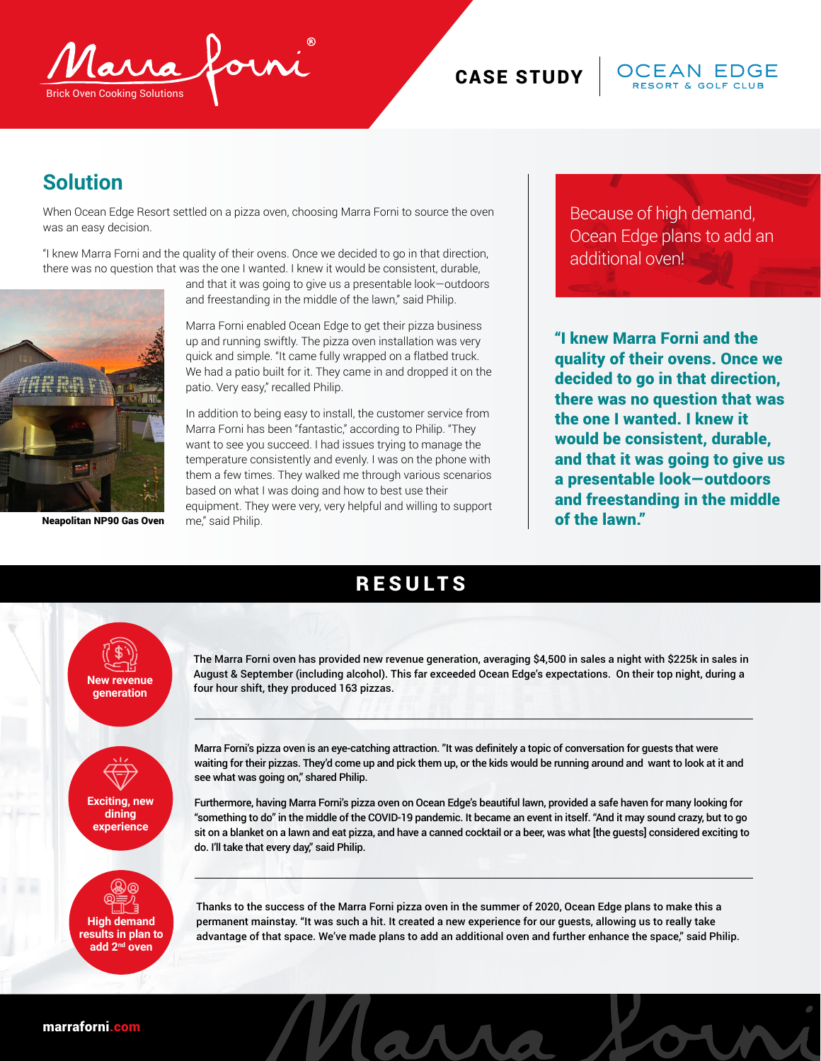Marra Forni
Brick Oven Cooking Solutions

CASE STUDY

OCEAN EDGE
RESORT & GOLF CLUB

## Solution

When Ocean Edge Resort settled on a pizza oven, choosing Marra Forni to source the oven was an easy decision.

"I knew Marra Forni and the quality of their ovens. Once we decided to go in that direction, there was no question that was the one I wanted. I knew it would be consistent, durable, and that it was going to give us a presentable look—outdoors and freestanding in the middle of the lawn," said Philip.

Marra Forni enabled Ocean Edge to get their pizza business up and running swiftly. The pizza oven installation was very quick and simple. "It came fully wrapped on a flatbed truck. We had a patio built for it. They came in and dropped it on the patio. Very easy," recalled Philip.

In addition to being easy to install, the customer service from Marra Forni has been "fantastic," according to Philip. "They want to see you succeed. I had issues trying to manage the temperature consistently and evenly. I was on the phone with them a few times. They walked me through various scenarios based on what I was doing and how to best use their equipment. They were very, very helpful and willing to support me," said Philip.

**Neapolitan NP90 Gas Oven**

Because of high demand, Ocean Edge plans to add an additional oven!

**"I knew Marra Forni and the quality of their ovens. Once we decided to go in that direction, there was no question that was the one I wanted. I knew it would be consistent, durable, and that it was going to give us a presentable look—outdoors and freestanding in the middle of the lawn."**

## RESULTS

**New revenue generation**

The Marra Forni oven has provided new revenue generation, averaging $4,500 in sales a night with $225k in sales in August & September (including alcohol). This far exceeded Ocean Edge's expectations. On their top night, during a four hour shift, they produced 163 pizzas.

**Exciting, new dining experience**

Marra Forni's pizza oven is an eye-catching attraction. "It was definitely a topic of conversation for guests that were waiting for their pizzas. They'd come up and pick them up, or the kids would be running around and want to look at it and see what was going on," shared Philip.

Furthermore, having Marra Forni's pizza oven on Ocean Edge's beautiful lawn, provided a safe haven for many looking for "something to do" in the middle of the COVID-19 pandemic. It became an event in itself. "And it may sound crazy, but to go sit on a blanket on a lawn and eat pizza, and have a canned cocktail or a beer, was what [the guests] considered exciting to do. I'll take that every day," said Philip.

**High demand results in plan to add 2nd oven**

Thanks to the success of the Marra Forni pizza oven in the summer of 2020, Ocean Edge plans to make this a permanent mainstay. "It was such a hit. It created a new experience for our guests, allowing us to really take advantage of that space. We've made plans to add an additional oven and further enhance the space," said Philip.

marraforni.com